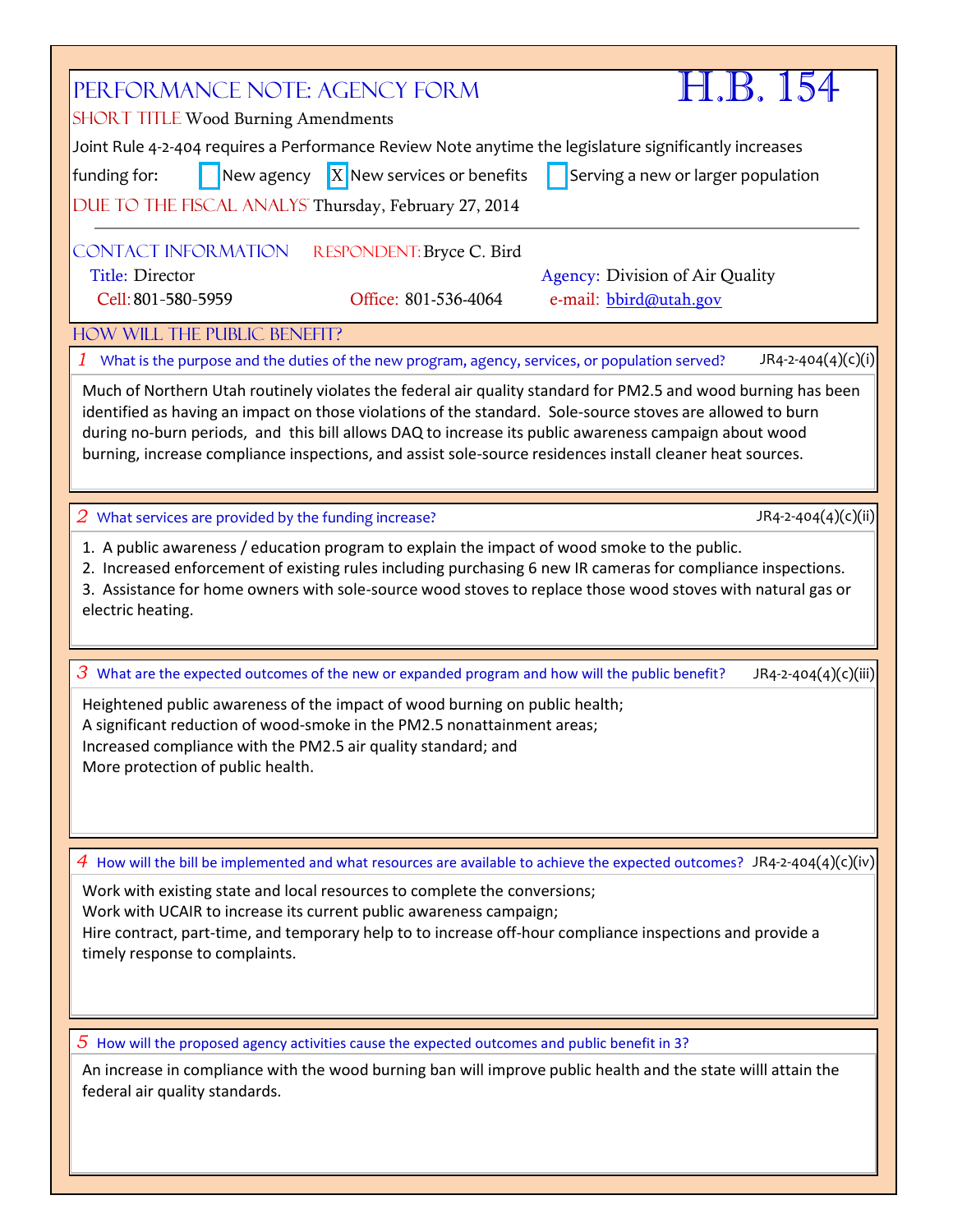# PERFORMANCE NOTE: AGENCY FORM

# H.B. 154

**SHORT TITLE** Wood Burning Amendments

Joint Rule 4-2-404 requires a Performance Review Note anytime the legislature significantly increases funding for:

- [ ] New agency
- [x] New services or benefits
- [ ] Serving a new or larger population

**DUE TO THE FISCAL ANALYST** Thursday, February 27, 2014

## CONTACT INFORMATION

**RESPONDENT:** Bryce C. Bird

**Title:** Director

**Agency:** Division of Air Quality

**Cell:** 801-580-5959

**Office:** 801-536-4064

**e-mail:** bbird@utah.gov

## HOW WILL THE PUBLIC BENEFIT?

### 1 What is the purpose and the duties of the new program, agency, services, or population served? JR4-2-404(4)(c)(i)

Much of Northern Utah routinely violates the federal air quality standard for PM2.5 and wood burning has been identified as having an impact on those violations of the standard. Sole-source stoves are allowed to burn during no-burn periods, and this bill allows DAQ to increase its public awareness campaign about wood burning, increase compliance inspections, and assist sole-source residences install cleaner heat sources.

### 2 What services are provided by the funding increase? JR4-2-404(4)(c)(ii)

1. A public awareness / education program to explain the impact of wood smoke to the public.
2. Increased enforcement of existing rules including purchasing 6 new IR cameras for compliance inspections.
3. Assistance for home owners with sole-source wood stoves to replace those wood stoves with natural gas or electric heating.

### 3 What are the expected outcomes of the new or expanded program and how will the public benefit? JR4-2-404(4)(c)(iii)

Heightened public awareness of the impact of wood burning on public health;
A significant reduction of wood-smoke in the PM2.5 nonattainment areas;
Increased compliance with the PM2.5 air quality standard; and
More protection of public health.

### 4 How will the bill be implemented and what resources are available to achieve the expected outcomes? JR4-2-404(4)(c)(iv)

Work with existing state and local resources to complete the conversions;
Work with UCAIR to increase its current public awareness campaign;
Hire contract, part-time, and temporary help to to increase off-hour compliance inspections and provide a timely response to complaints.

### 5 How will the proposed agency activities cause the expected outcomes and public benefit in 3?

An increase in compliance with the wood burning ban will improve public health and the state willl attain the federal air quality standards.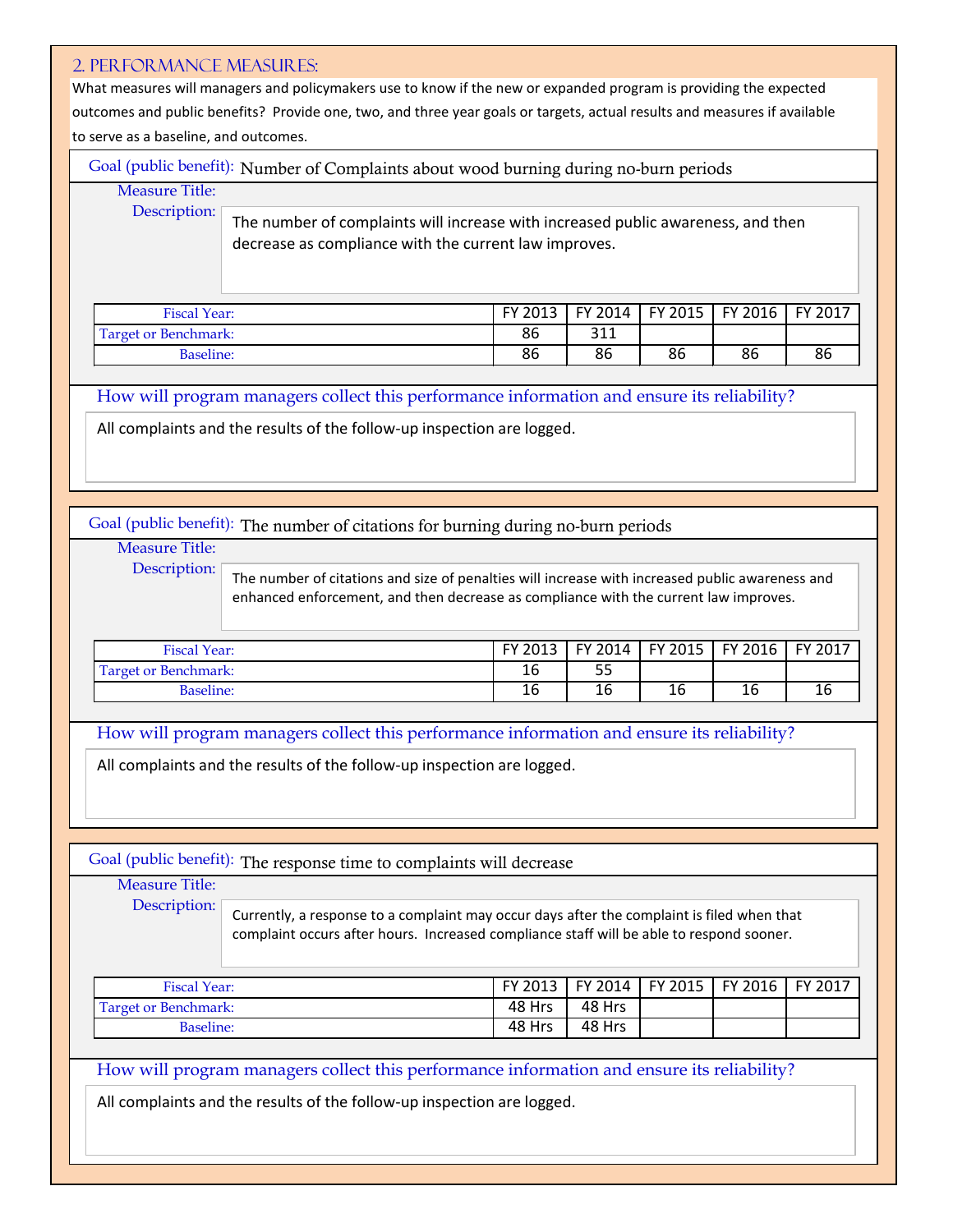## 2. Performance Measures:

What measures will managers and policymakers use to know if the new or expanded program is providing the expected outcomes and public benefits? Provide one, two, and three year goals or targets, actual results and measures if available to serve as a baseline, and outcomes.

**Goal (public benefit):** Number of Complaints about wood burning during no-burn periods

**Measure Title:**

**Description:** The number of complaints will increase with increased public awareness, and then decrease as compliance with the current law improves.

| Fiscal Year: | FY 2013 | FY 2014 | FY 2015 | FY 2016 | FY 2017 |
|---|---|---|---|---|---|
| Target or Benchmark: | 86 | 311 | | | |
| Baseline: | 86 | 86 | 86 | 86 | 86 |

**How will program managers collect this performance information and ensure its reliability?**

All complaints and the results of the follow-up inspection are logged.

**Goal (public benefit):** The number of citations for burning during no-burn periods

**Measure Title:**

**Description:** The number of citations and size of penalties will increase with increased public awareness and enhanced enforcement, and then decrease as compliance with the current law improves.

| Fiscal Year: | FY 2013 | FY 2014 | FY 2015 | FY 2016 | FY 2017 |
|---|---|---|---|---|---|
| Target or Benchmark: | 16 | 55 | | | |
| Baseline: | 16 | 16 | 16 | 16 | 16 |

**How will program managers collect this performance information and ensure its reliability?**

All complaints and the results of the follow-up inspection are logged.

**Goal (public benefit):** The response time to complaints will decrease

**Measure Title:**

**Description:** Currently, a response to a complaint may occur days after the complaint is filed when that complaint occurs after hours. Increased compliance staff will be able to respond sooner.

| Fiscal Year: | FY 2013 | FY 2014 | FY 2015 | FY 2016 | FY 2017 |
|---|---|---|---|---|---|
| Target or Benchmark: | 48 Hrs | 48 Hrs | | | |
| Baseline: | 48 Hrs | 48 Hrs | | | |

**How will program managers collect this performance information and ensure its reliability?**

All complaints and the results of the follow-up inspection are logged.